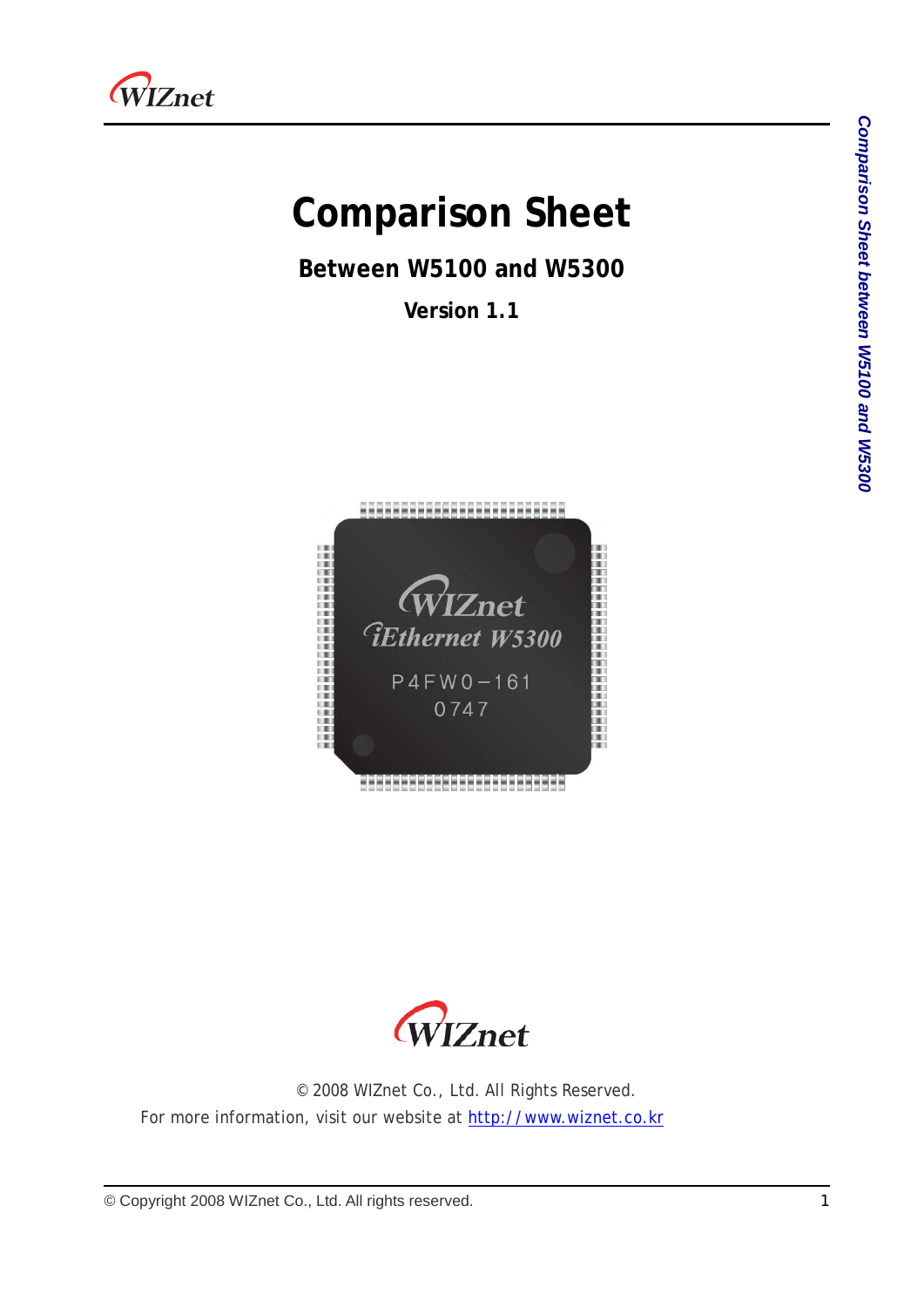# Comparison Sheet

## Between W5100 and W5300

### Version 1.1

© 2008 WIZnet Co., Ltd. All Rights Reserved.

For more information, visit our website at http://www.wiznet.co.kr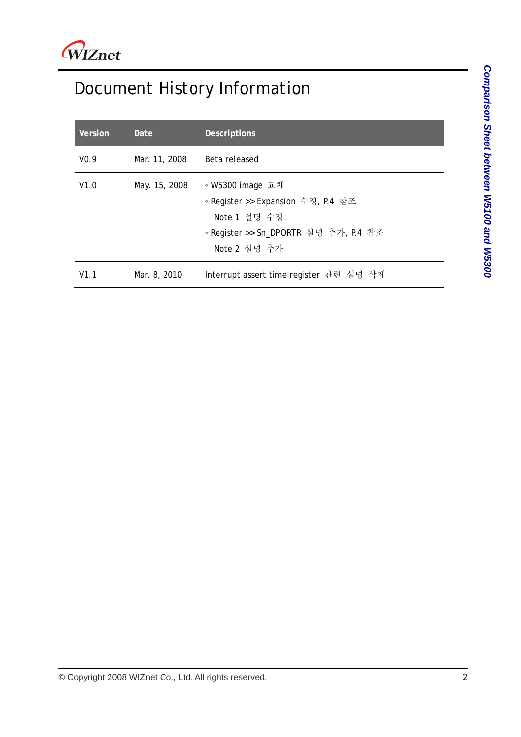# Document History Information

| Version | Date | Descriptions |
|---|---|---|
| V0.9 | Mar. 11, 2008 | Beta released |
| V1.0 | May. 15, 2008 | ◦ W5300 image 교체<br>◦ Register >> Expansion 수정, P.4 참조<br>Note 1 설명 수정<br>◦ Register >> Sn_DPORTR 설명 추가, P.4 참조<br>Note 2 설명 추가 |
| V1.1 | Mar. 8, 2010 | Interrupt assert time register 관련 설명 삭제 |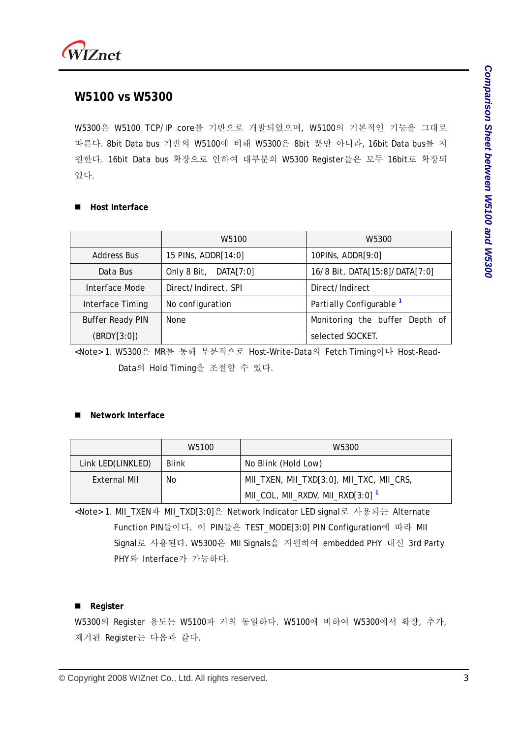## W5100 vs W5300

W5300은 W5100 TCP/IP core를 기반으로 개발되었으며, W5100의 기본적인 기능을 그대로 따른다. 8bit Data bus 기반의 W5100에 비해 W5300은 8bit 뿐만 아니라, 16bit Data bus를 지원한다. 16bit Data bus 확장으로 인하여 대부분의 W5300 Register들은 모두 16bit로 확장되었다.

- **Host Interface**

| | W5100 | W5300 |
|---|---|---|
| Address Bus | 15 PINs, ADDR[14:0] | 10PINs, ADDR[9:0] |
| Data Bus | Only 8 Bit, DATA[7:0] | 16/8 Bit, DATA[15:8]/DATA[7:0] |
| Interface Mode | Direct/Indirect, SPI | Direct/Indirect |
| Interface Timing | No configuration | Partially Configurable [1] |
| Buffer Ready PIN (BRDY[3:0]) | None | Monitoring the buffer Depth of selected SOCKET. |

<Note> 1. W5300은 MR를 통해 부분적으로 Host-Write-Data의 Fetch Timing이나 Host-Read-Data의 Hold Timing을 조절할 수 있다.

- **Network Interface**

| | W5100 | W5300 |
|---|---|---|
| Link LED(LINKLED) | Blink | No Blink (Hold Low) |
| External MII | No | MII_TXEN, MII_TXD[3:0], MII_TXC, MII_CRS, MII_COL, MII_RXDV, MII_RXD[3:0] [1] |

<Note> 1. MII_TXEN과 MII_TXD[3:0]은 Network Indicator LED signal로 사용되는 Alternate Function PIN들이다. 이 PIN들은 TEST_MODE[3:0] PIN Configuration에 따라 MII Signal로 사용된다. W5300은 MII Signals을 지원하여 embedded PHY 대신 3rd Party PHY와 Interface가 가능하다.

- **Register**

W5300의 Register 용도는 W5100과 거의 동일하다. W5100에 비하여 W5300에서 확장, 추가, 제거된 Register는 다음과 같다.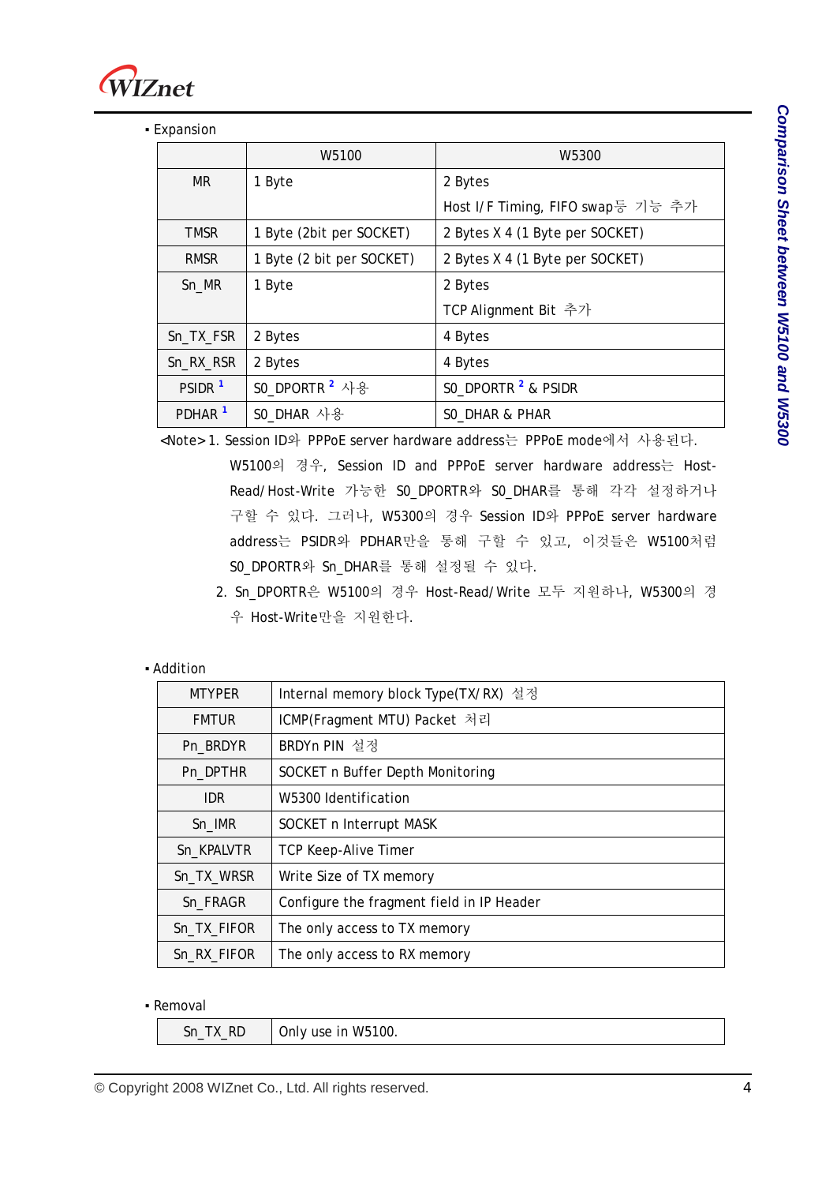▪ Expansion

| | W5100 | W5300 |
|---|---|---|
| MR | 1 Byte | 2 Bytes<br>Host I/F Timing, FIFO swap등 기능 추가 |
| TMSR | 1 Byte (2bit per SOCKET) | 2 Bytes X 4 (1 Byte per SOCKET) |
| RMSR | 1 Byte (2 bit per SOCKET) | 2 Bytes X 4 (1 Byte per SOCKET) |
| Sn_MR | 1 Byte | 2 Bytes<br>TCP Alignment Bit 추가 |
| Sn_TX_FSR | 2 Bytes | 4 Bytes |
| Sn_RX_RSR | 2 Bytes | 4 Bytes |
| PSIDR [1] | S0_DPORTR [2] 사용 | S0_DPORTR [2] & PSIDR |
| PDHAR [1] | S0_DHAR 사용 | S0_DHAR & PHAR |

<Note> 1. Session ID와 PPPoE server hardware address는 PPPoE mode에서 사용된다. W5100의 경우, Session ID and PPPoE server hardware address는 Host-Read/Host-Write 가능한 S0_DPORTR와 S0_DHAR를 통해 각각 설정하거나 구할 수 있다. 그러나, W5300의 경우 Session ID와 PPPoE server hardware address는 PSIDR와 PDHAR만을 통해 구할 수 있고, 이것들은 W5100처럼 S0_DPORTR와 Sn_DHAR를 통해 설정될 수 있다.

2. Sn_DPORTR은 W5100의 경우 Host-Read/Write 모두 지원하나, W5300의 경우 Host-Write만을 지원한다.

▪ Addition

| | |
|---|---|
| MTYPER | Internal memory block Type(TX/RX) 설정 |
| FMTUR | ICMP(Fragment MTU) Packet 처리 |
| Pn_BRDYR | BRDYn PIN 설정 |
| Pn_DPTHR | SOCKET n Buffer Depth Monitoring |
| IDR | W5300 Identification |
| Sn_IMR | SOCKET n Interrupt MASK |
| Sn_KPALVTR | TCP Keep-Alive Timer |
| Sn_TX_WRSR | Write Size of TX memory |
| Sn_FRAGR | Configure the fragment field in IP Header |
| Sn_TX_FIFOR | The only access to TX memory |
| Sn_RX_FIFOR | The only access to RX memory |

▪ Removal

| | |
|---|---|
| Sn_TX_RD | Only use in W5100. |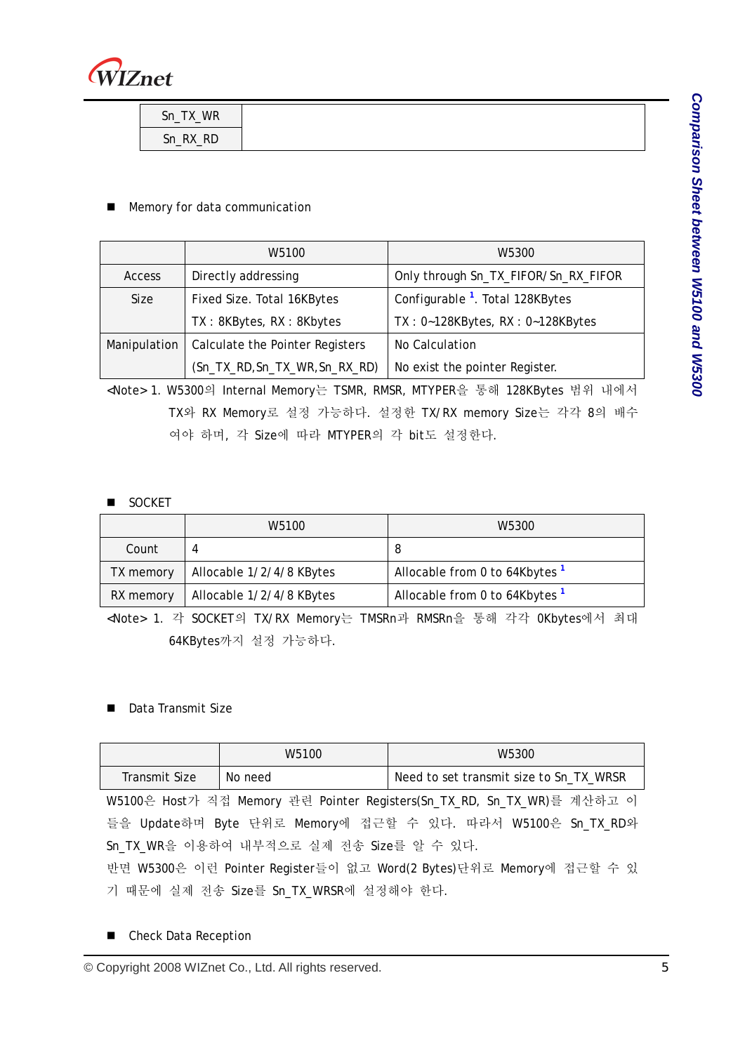| Sn_TX_WR | |
| --- | --- |
| Sn_RX_RD | |

- Memory for data communication

| | W5100 | W5300 |
| --- | --- | --- |
| Access | Directly addressing | Only through Sn_TX_FIFOR/Sn_RX_FIFOR |
| Size | Fixed Size. Total 16KBytes<br>TX : 8KBytes, RX : 8Kbytes | Configurable [1]. Total 128KBytes<br>TX : 0~128KBytes, RX : 0~128KBytes |
| Manipulation | Calculate the Pointer Registers<br>(Sn_TX_RD, Sn_TX_WR, Sn_RX_RD) | No Calculation<br>No exist the pointer Register. |

<Note> 1. W5300의 Internal Memory는 TSMR, RMSR, MTYPER을 통해 128KBytes 범위 내에서 TX와 RX Memory로 설정 가능하다. 설정한 TX/RX memory Size는 각각 8의 배수여야 하며, 각 Size에 따라 MTYPER의 각 bit도 설정한다.

- SOCKET

| | W5100 | W5300 |
| --- | --- | --- |
| Count | 4 | 8 |
| TX memory | Allocable 1/2/4/8 KBytes | Allocable from 0 to 64Kbytes [1] |
| RX memory | Allocable 1/2/4/8 KBytes | Allocable from 0 to 64Kbytes [1] |

<Note> 1. 각 SOCKET의 TX/RX Memory는 TMSRn과 RMSRn을 통해 각각 0Kbytes에서 최대 64KBytes까지 설정 가능하다.

- Data Transmit Size

| | W5100 | W5300 |
| --- | --- | --- |
| Transmit Size | No need | Need to set transmit size to Sn_TX_WRSR |

W5100은 Host가 직접 Memory 관련 Pointer Registers(Sn_TX_RD, Sn_TX_WR)를 계산하고 이들을 Update하며 Byte 단위로 Memory에 접근할 수 있다. 따라서 W5100은 Sn_TX_RD와 Sn_TX_WR을 이용하여 내부적으로 실제 전송 Size를 알 수 있다.
반면 W5300은 이런 Pointer Register들이 없고 Word(2 Bytes)단위로 Memory에 접근할 수 있기 때문에 실제 전송 Size를 Sn_TX_WRSR에 설정해야 한다.

- Check Data Reception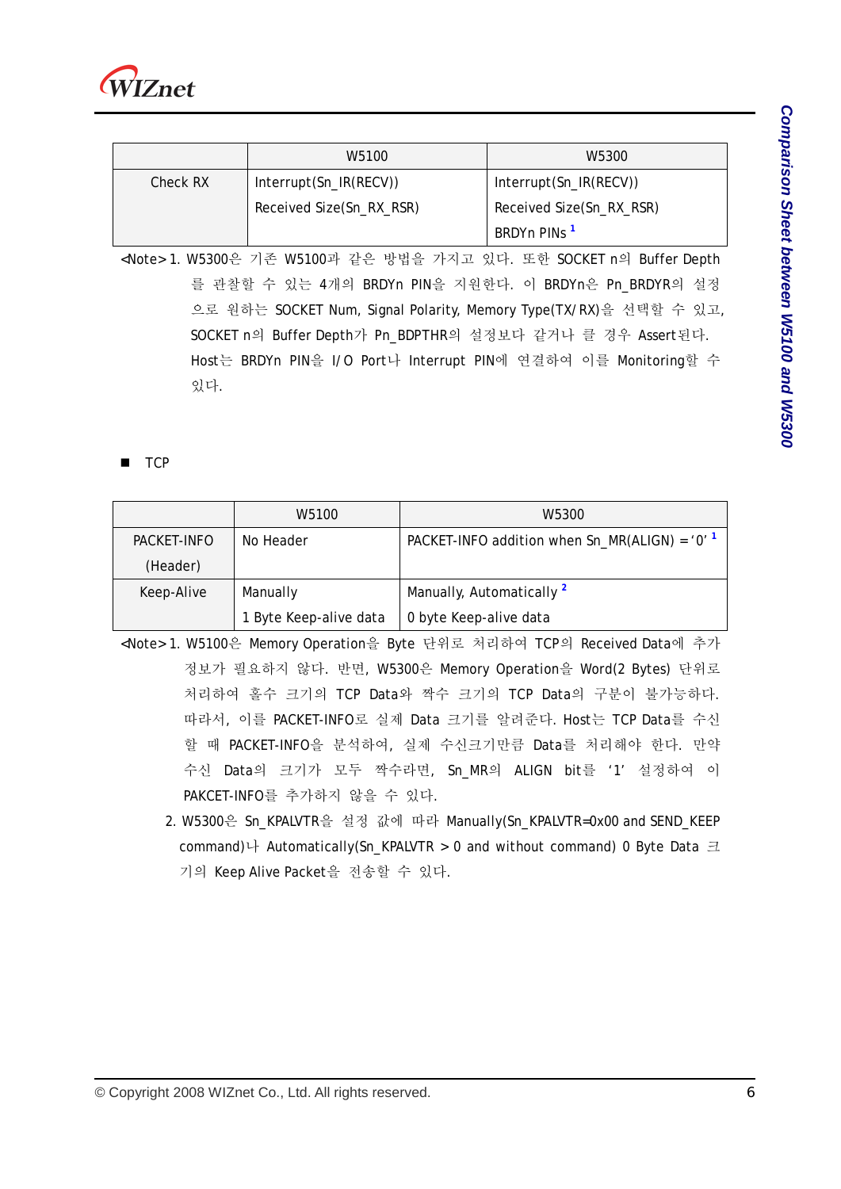| | W5100 | W5300 |
|---|---|---|
| Check RX | Interrupt(Sn_IR(RECV))<br>Received Size(Sn_RX_RSR) | Interrupt(Sn_IR(RECV))<br>Received Size(Sn_RX_RSR)<br>BRDYn PINs [1] |

<Note> 1. W5300은 기존 W5100과 같은 방법을 가지고 있다. 또한 SOCKET n의 Buffer Depth를 관찰할 수 있는 4개의 BRDYn PIN을 지원한다. 이 BRDYn은 Pn_BRDYR의 설정으로 원하는 SOCKET Num, Signal Polarity, Memory Type(TX/RX)을 선택할 수 있고, SOCKET n의 Buffer Depth가 Pn_BDPTHR의 설정보다 같거나 클 경우 Assert된다. Host는 BRDYn PIN을 I/O Port나 Interrupt PIN에 연결하여 이를 Monitoring할 수 있다.

- TCP

| | W5100 | W5300 |
|---|---|---|
| PACKET-INFO (Header) | No Header | PACKET-INFO addition when Sn_MR(ALIGN) = '0' [1] |
| Keep-Alive | Manually<br>1 Byte Keep-alive data | Manually, Automatically [2]<br>0 byte Keep-alive data |

<Note> 1. W5100은 Memory Operation을 Byte 단위로 처리하여 TCP의 Received Data에 추가 정보가 필요하지 않다. 반면, W5300은 Memory Operation을 Word(2 Bytes) 단위로 처리하여 홀수 크기의 TCP Data와 짝수 크기의 TCP Data의 구분이 불가능하다. 따라서, 이를 PACKET-INFO로 실제 Data 크기를 알려준다. Host는 TCP Data를 수신할 때 PACKET-INFO을 분석하여, 실제 수신크기만큼 Data를 처리해야 한다. 만약 수신 Data의 크기가 모두 짝수라면, Sn_MR의 ALIGN bit를 '1' 설정하여 이 PAKCET-INFO를 추가하지 않을 수 있다.

2. W5300은 Sn_KPALVTR을 설정 값에 따라 Manually(Sn_KPALVTR=0x00 and SEND_KEEP command)나 Automatically(Sn_KPALVTR > 0 and without command) 0 Byte Data 크기의 Keep Alive Packet을 전송할 수 있다.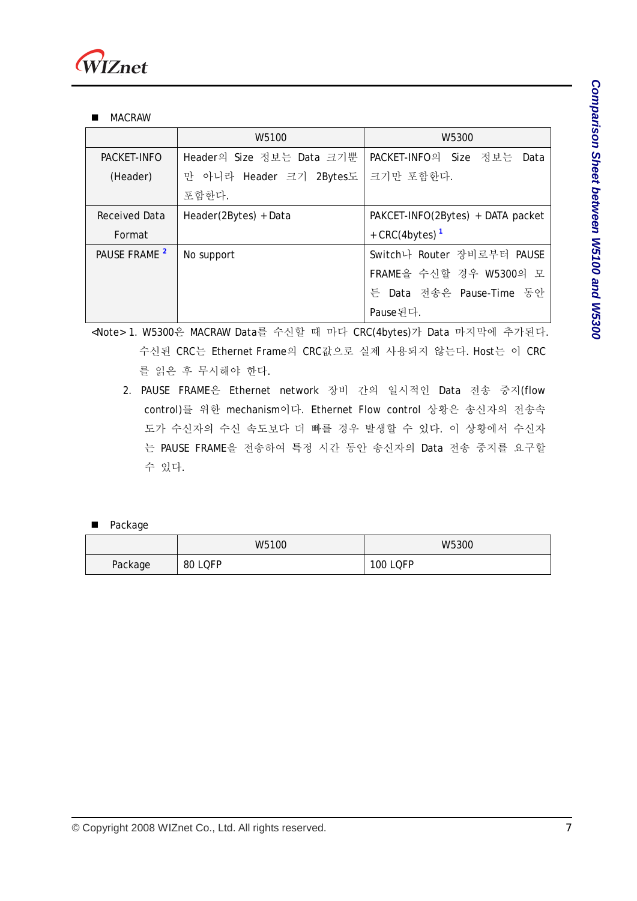■ MACRAW

| | W5100 | W5300 |
|---|---|---|
| PACKET-INFO (Header) | Header의 Size 정보는 Data 크기뿐만 아니라 Header 크기 2Bytes도 포함한다. | PACKET-INFO의 Size 정보는 Data 크기만 포함한다. |
| Received Data Format | Header(2Bytes) + Data | PAKCET-INFO(2Bytes) + DATA packet + CRC(4bytes) [1] |
| PAUSE FRAME [2] | No support | Switch나 Router 장비로부터 PAUSE FRAME을 수신할 경우 W5300의 모든 Data 전송은 Pause-Time 동안 Pause된다. |

<Note> 1. W5300은 MACRAW Data를 수신할 때 마다 CRC(4bytes)가 Data 마지막에 추가된다. 수신된 CRC는 Ethernet Frame의 CRC값으로 실제 사용되지 않는다. Host는 이 CRC를 읽은 후 무시해야 한다.

2. PAUSE FRAME은 Ethernet network 장비 간의 일시적인 Data 전송 중지(flow control)를 위한 mechanism이다. Ethernet Flow control 상황은 송신자의 전송속도가 수신자의 수신 속도보다 더 빠를 경우 발생할 수 있다. 이 상황에서 수신자는 PAUSE FRAME을 전송하여 특정 시간 동안 송신자의 Data 전송 중지를 요구할 수 있다.

■ Package

| | W5100 | W5300 |
|---|---|---|
| Package | 80 LQFP | 100 LQFP |